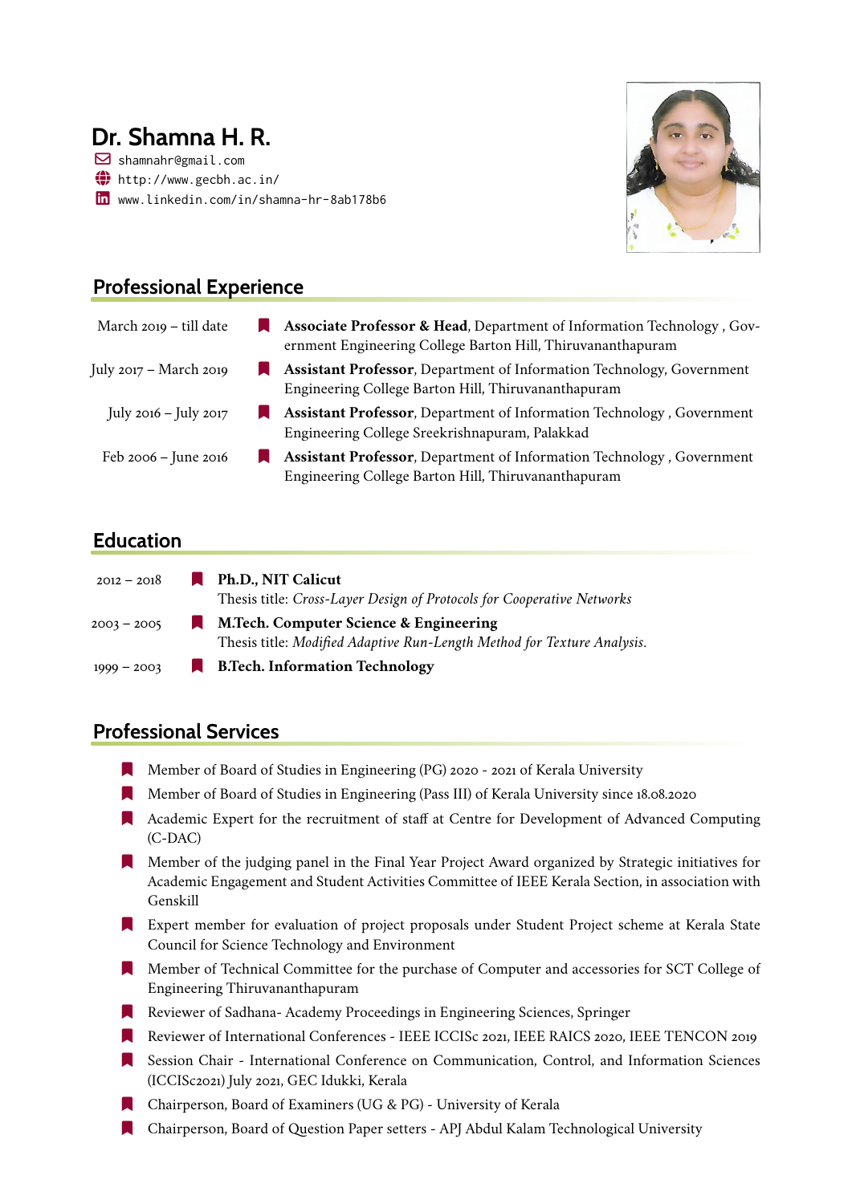# Dr. Shamna H. R.

shamnahr@gmail.com
http://www.gecbh.ac.in/
www.linkedin.com/in/shamna-hr-8ab178b6

## Professional Experience

- March 2019 – till date — **Associate Professor & Head**, Department of Information Technology , Government Engineering College Barton Hill, Thiruvananthapuram
- July 2017 – March 2019 — **Assistant Professor**, Department of Information Technology, Government Engineering College Barton Hill, Thiruvananthapuram
- July 2016 – July 2017 — **Assistant Professor**, Department of Information Technology , Government Engineering College Sreekrishnapuram, Palakkad
- Feb 2006 – June 2016 — **Assistant Professor**, Department of Information Technology , Government Engineering College Barton Hill, Thiruvananthapuram

## Education

- 2012 – 2018 — **Ph.D., NIT Calicut**
  Thesis title: *Cross-Layer Design of Protocols for Cooperative Networks*
- 2003 – 2005 — **M.Tech. Computer Science & Engineering**
  Thesis title: *Modified Adaptive Run-Length Method for Texture Analysis.*
- 1999 – 2003 — **B.Tech. Information Technology**

## Professional Services

- Member of Board of Studies in Engineering (PG) 2020 - 2021 of Kerala University
- Member of Board of Studies in Engineering (Pass III) of Kerala University since 18.08.2020
- Academic Expert for the recruitment of staff at Centre for Development of Advanced Computing (C-DAC)
- Member of the judging panel in the Final Year Project Award organized by Strategic initiatives for Academic Engagement and Student Activities Committee of IEEE Kerala Section, in association with Genskill
- Expert member for evaluation of project proposals under Student Project scheme at Kerala State Council for Science Technology and Environment
- Member of Technical Committee for the purchase of Computer and accessories for SCT College of Engineering Thiruvananthapuram
- Reviewer of Sadhana- Academy Proceedings in Engineering Sciences, Springer
- Reviewer of International Conferences - IEEE ICCISc 2021, IEEE RAICS 2020, IEEE TENCON 2019
- Session Chair - International Conference on Communication, Control, and Information Sciences (ICCISc2021) July 2021, GEC Idukki, Kerala
- Chairperson, Board of Examiners (UG & PG) - University of Kerala
- Chairperson, Board of Question Paper setters - APJ Abdul Kalam Technological University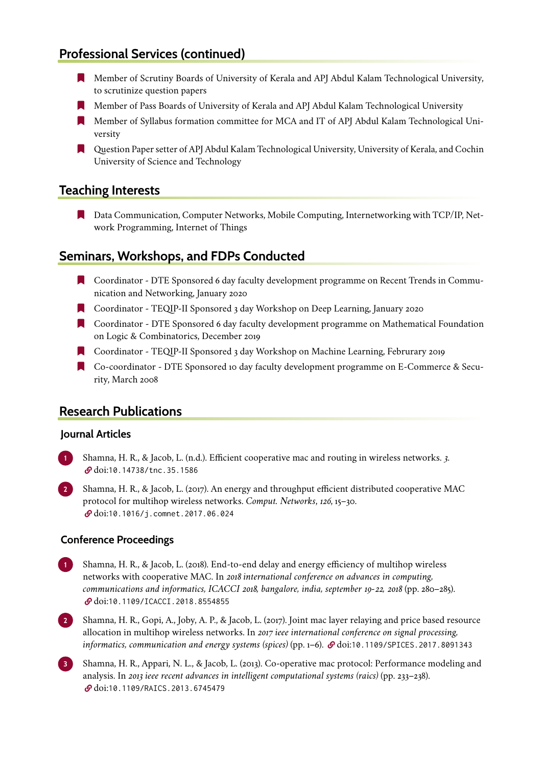## Professional Services (continued)

- Member of Scrutiny Boards of University of Kerala and APJ Abdul Kalam Technological University, to scrutinize question papers
- Member of Pass Boards of University of Kerala and APJ Abdul Kalam Technological University
- Member of Syllabus formation committee for MCA and IT of APJ Abdul Kalam Technological University
- Question Paper setter of APJ Abdul Kalam Technological University, University of Kerala, and Cochin University of Science and Technology

## Teaching Interests

- Data Communication, Computer Networks, Mobile Computing, Internetworking with TCP/IP, Network Programming, Internet of Things

## Seminars, Workshops, and FDPs Conducted

- Coordinator - DTE Sponsored 6 day faculty development programme on Recent Trends in Communication and Networking, January 2020
- Coordinator - TEQIP-II Sponsored 3 day Workshop on Deep Learning, January 2020
- Coordinator - DTE Sponsored 6 day faculty development programme on Mathematical Foundation on Logic & Combinatorics, December 2019
- Coordinator - TEQIP-II Sponsored 3 day Workshop on Machine Learning, Februrary 2019
- Co-coordinator - DTE Sponsored 10 day faculty development programme on E-Commerce & Security, March 2008

## Research Publications

### Journal Articles

1. Shamna, H. R., & Jacob, L. (n.d.). Efficient cooperative mac and routing in wireless networks. *3*. doi:10.14738/tnc.35.1586
2. Shamna, H. R., & Jacob, L. (2017). An energy and throughput efficient distributed cooperative MAC protocol for multihop wireless networks. *Comput. Networks*, *126*, 15–30. doi:10.1016/j.comnet.2017.06.024

### Conference Proceedings

1. Shamna, H. R., & Jacob, L. (2018). End-to-end delay and energy efficiency of multihop wireless networks with cooperative MAC. In *2018 international conference on advances in computing, communications and informatics, ICACCI 2018, bangalore, india, september 19-22, 2018* (pp. 280–285). doi:10.1109/ICACCI.2018.8554855
2. Shamna, H. R., Gopi, A., Joby, A. P., & Jacob, L. (2017). Joint mac layer relaying and price based resource allocation in multihop wireless networks. In *2017 ieee international conference on signal processing, informatics, communication and energy systems (spices)* (pp. 1–6). doi:10.1109/SPICES.2017.8091343
3. Shamna, H. R., Appari, N. L., & Jacob, L. (2013). Co-operative mac protocol: Performance modeling and analysis. In *2013 ieee recent advances in intelligent computational systems (raics)* (pp. 233–238). doi:10.1109/RAICS.2013.6745479